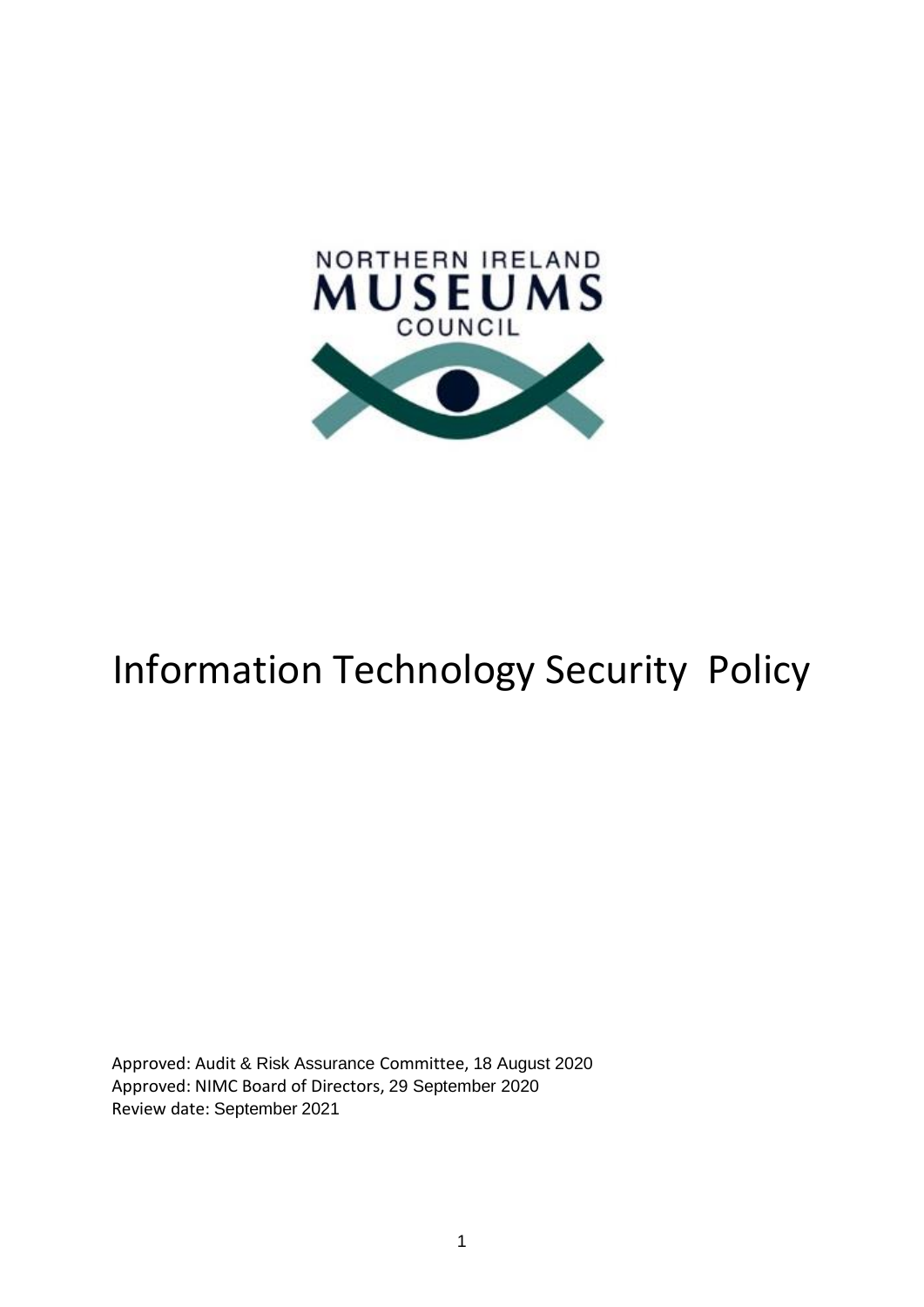NORTHERN IRELAND
MUSEUMS
COUNCIL

# Information Technology Security Policy

Approved: Audit & Risk Assurance Committee, 18 August 2020
Approved: NIMC Board of Directors, 29 September 2020
Review date: September 2021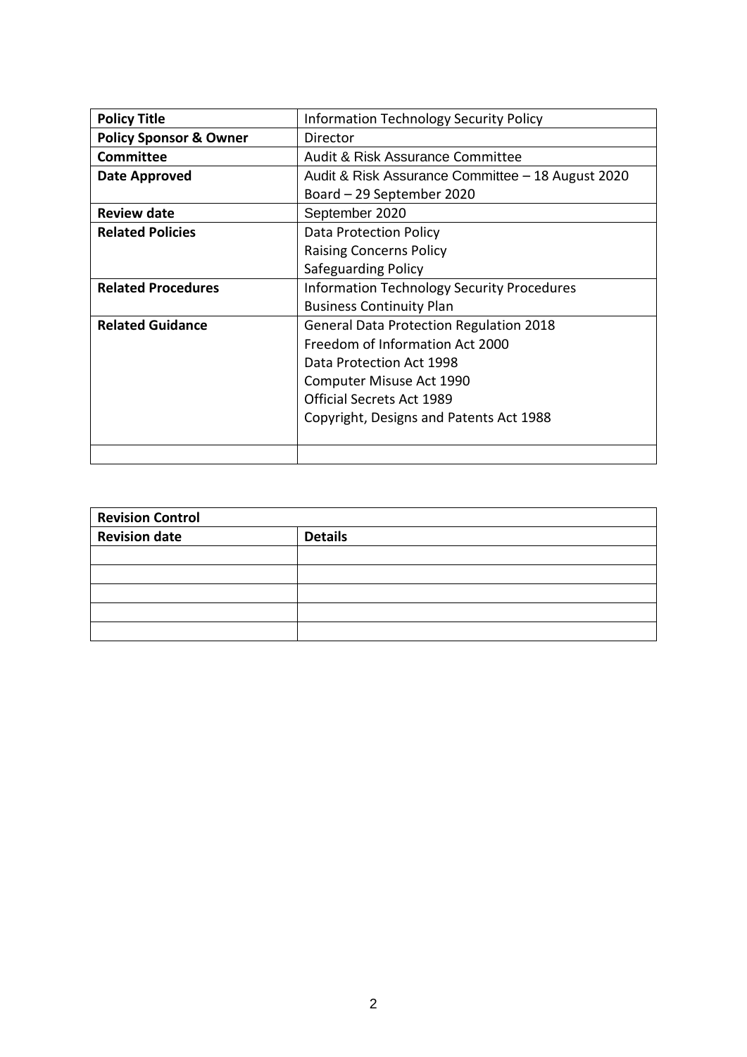| **Policy Title** | Information Technology Security Policy |
| --- | --- |
| **Policy Sponsor & Owner** | Director |
| **Committee** | Audit & Risk Assurance Committee |
| **Date Approved** | Audit & Risk Assurance Committee – 18 August 2020<br>Board – 29 September 2020 |
| **Review date** | September 2020 |
| **Related Policies** | Data Protection Policy<br>Raising Concerns Policy<br>Safeguarding Policy |
| **Related Procedures** | Information Technology Security Procedures<br>Business Continuity Plan |
| **Related Guidance** | General Data Protection Regulation 2018<br>Freedom of Information Act 2000<br>Data Protection Act 1998<br>Computer Misuse Act 1990<br>Official Secrets Act 1989<br>Copyright, Designs and Patents Act 1988 |
| | |

| **Revision Control** | |
| --- | --- |
| **Revision date** | **Details** |
| | |
| | |
| | |
| | |
| | |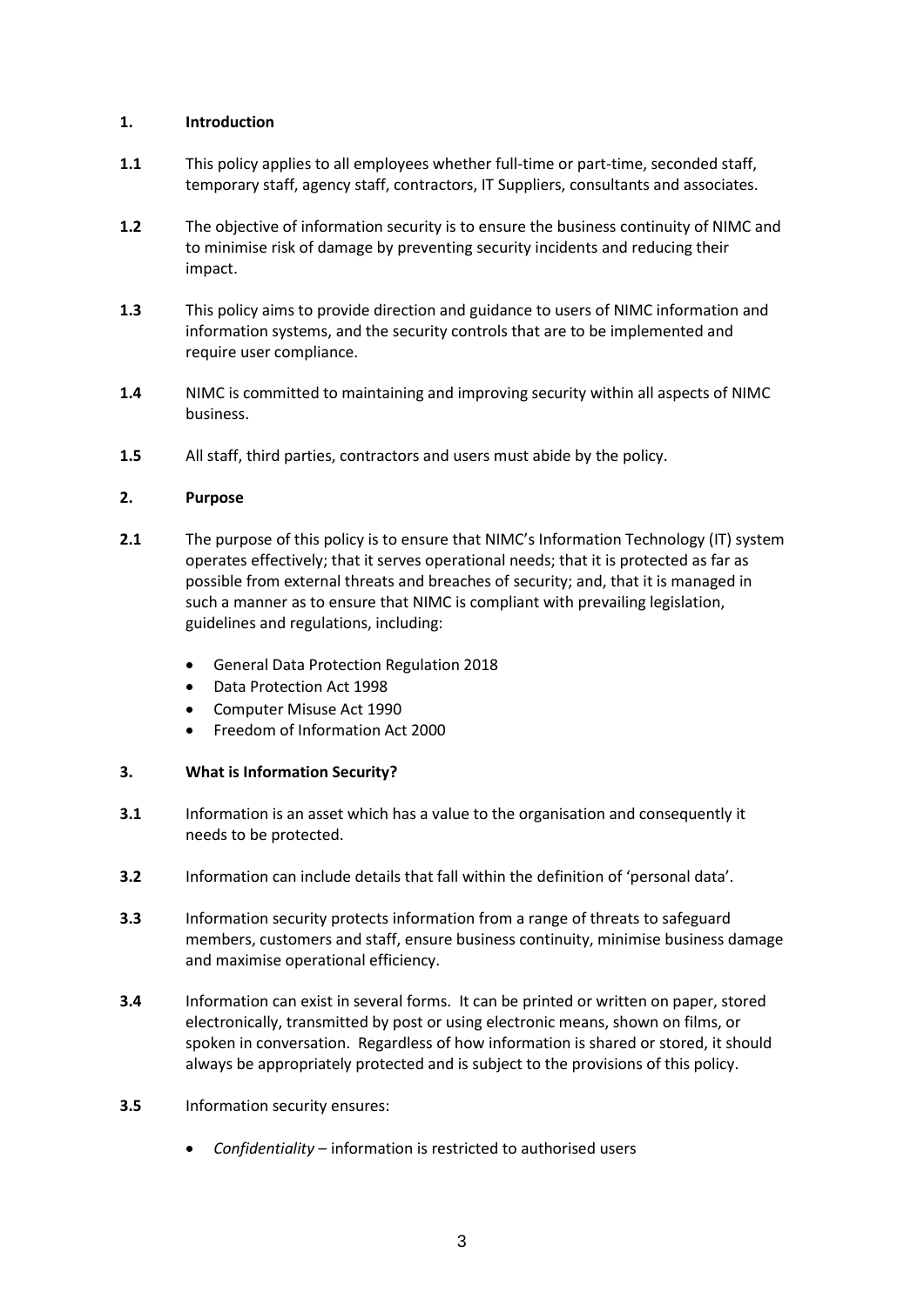## 1. Introduction

**1.1** This policy applies to all employees whether full-time or part-time, seconded staff, temporary staff, agency staff, contractors, IT Suppliers, consultants and associates.

**1.2** The objective of information security is to ensure the business continuity of NIMC and to minimise risk of damage by preventing security incidents and reducing their impact.

**1.3** This policy aims to provide direction and guidance to users of NIMC information and information systems, and the security controls that are to be implemented and require user compliance.

**1.4** NIMC is committed to maintaining and improving security within all aspects of NIMC business.

**1.5** All staff, third parties, contractors and users must abide by the policy.

## 2. Purpose

**2.1** The purpose of this policy is to ensure that NIMC's Information Technology (IT) system operates effectively; that it serves operational needs; that it is protected as far as possible from external threats and breaches of security; and, that it is managed in such a manner as to ensure that NIMC is compliant with prevailing legislation, guidelines and regulations, including:

- General Data Protection Regulation 2018
- Data Protection Act 1998
- Computer Misuse Act 1990
- Freedom of Information Act 2000

## 3. What is Information Security?

**3.1** Information is an asset which has a value to the organisation and consequently it needs to be protected.

**3.2** Information can include details that fall within the definition of 'personal data'.

**3.3** Information security protects information from a range of threats to safeguard members, customers and staff, ensure business continuity, minimise business damage and maximise operational efficiency.

**3.4** Information can exist in several forms. It can be printed or written on paper, stored electronically, transmitted by post or using electronic means, shown on films, or spoken in conversation. Regardless of how information is shared or stored, it should always be appropriately protected and is subject to the provisions of this policy.

**3.5** Information security ensures:

- *Confidentiality* – information is restricted to authorised users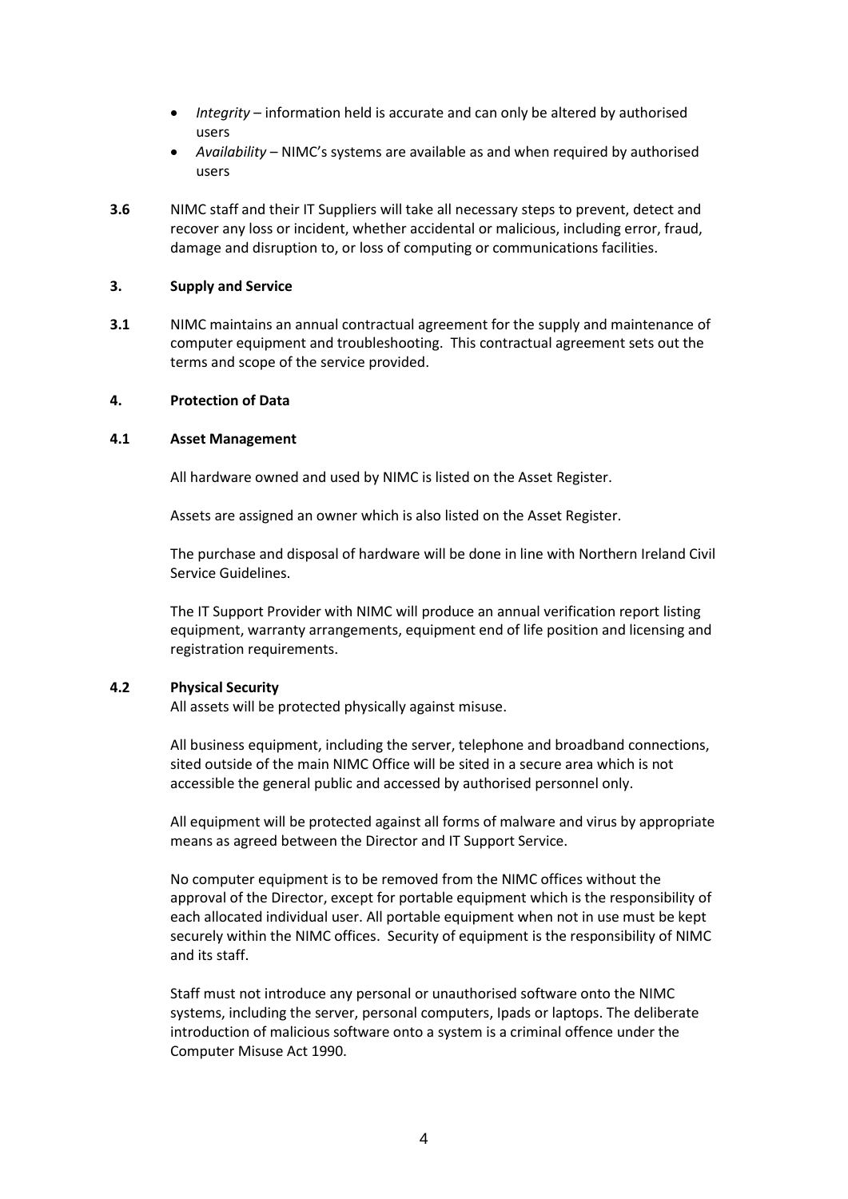- *Integrity* – information held is accurate and can only be altered by authorised users
- *Availability* – NIMC's systems are available as and when required by authorised users

**3.6** NIMC staff and their IT Suppliers will take all necessary steps to prevent, detect and recover any loss or incident, whether accidental or malicious, including error, fraud, damage and disruption to, or loss of computing or communications facilities.

## 3. Supply and Service

**3.1** NIMC maintains an annual contractual agreement for the supply and maintenance of computer equipment and troubleshooting. This contractual agreement sets out the terms and scope of the service provided.

## 4. Protection of Data

### 4.1 Asset Management

All hardware owned and used by NIMC is listed on the Asset Register.

Assets are assigned an owner which is also listed on the Asset Register.

The purchase and disposal of hardware will be done in line with Northern Ireland Civil Service Guidelines.

The IT Support Provider with NIMC will produce an annual verification report listing equipment, warranty arrangements, equipment end of life position and licensing and registration requirements.

### 4.2 Physical Security

All assets will be protected physically against misuse.

All business equipment, including the server, telephone and broadband connections, sited outside of the main NIMC Office will be sited in a secure area which is not accessible the general public and accessed by authorised personnel only.

All equipment will be protected against all forms of malware and virus by appropriate means as agreed between the Director and IT Support Service.

No computer equipment is to be removed from the NIMC offices without the approval of the Director, except for portable equipment which is the responsibility of each allocated individual user. All portable equipment when not in use must be kept securely within the NIMC offices. Security of equipment is the responsibility of NIMC and its staff.

Staff must not introduce any personal or unauthorised software onto the NIMC systems, including the server, personal computers, Ipads or laptops. The deliberate introduction of malicious software onto a system is a criminal offence under the Computer Misuse Act 1990.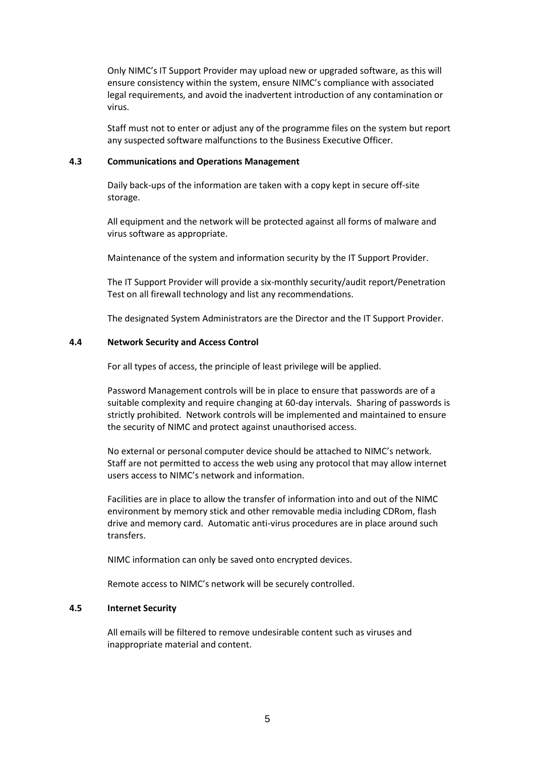Only NIMC's IT Support Provider may upload new or upgraded software, as this will ensure consistency within the system, ensure NIMC's compliance with associated legal requirements, and avoid the inadvertent introduction of any contamination or virus.

Staff must not to enter or adjust any of the programme files on the system but report any suspected software malfunctions to the Business Executive Officer.

### 4.3 Communications and Operations Management

Daily back-ups of the information are taken with a copy kept in secure off-site storage.

All equipment and the network will be protected against all forms of malware and virus software as appropriate.

Maintenance of the system and information security by the IT Support Provider.

The IT Support Provider will provide a six-monthly security/audit report/Penetration Test on all firewall technology and list any recommendations.

The designated System Administrators are the Director and the IT Support Provider.

### 4.4 Network Security and Access Control

For all types of access, the principle of least privilege will be applied.

Password Management controls will be in place to ensure that passwords are of a suitable complexity and require changing at 60-day intervals. Sharing of passwords is strictly prohibited. Network controls will be implemented and maintained to ensure the security of NIMC and protect against unauthorised access.

No external or personal computer device should be attached to NIMC's network. Staff are not permitted to access the web using any protocol that may allow internet users access to NIMC's network and information.

Facilities are in place to allow the transfer of information into and out of the NIMC environment by memory stick and other removable media including CDRom, flash drive and memory card. Automatic anti-virus procedures are in place around such transfers.

NIMC information can only be saved onto encrypted devices.

Remote access to NIMC's network will be securely controlled.

### 4.5 Internet Security

All emails will be filtered to remove undesirable content such as viruses and inappropriate material and content.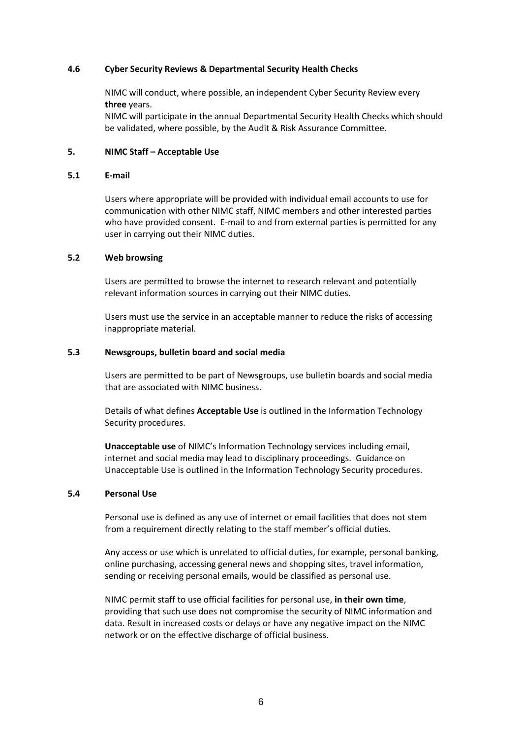### 4.6 Cyber Security Reviews & Departmental Security Health Checks

NIMC will conduct, where possible, an independent Cyber Security Review every **three** years.
NIMC will participate in the annual Departmental Security Health Checks which should be validated, where possible, by the Audit & Risk Assurance Committee.

## 5. NIMC Staff – Acceptable Use

### 5.1 E-mail

Users where appropriate will be provided with individual email accounts to use for communication with other NIMC staff, NIMC members and other interested parties who have provided consent. E-mail to and from external parties is permitted for any user in carrying out their NIMC duties.

### 5.2 Web browsing

Users are permitted to browse the internet to research relevant and potentially relevant information sources in carrying out their NIMC duties.

Users must use the service in an acceptable manner to reduce the risks of accessing inappropriate material.

### 5.3 Newsgroups, bulletin board and social media

Users are permitted to be part of Newsgroups, use bulletin boards and social media that are associated with NIMC business.

Details of what defines **Acceptable Use** is outlined in the Information Technology Security procedures.

**Unacceptable use** of NIMC's Information Technology services including email, internet and social media may lead to disciplinary proceedings. Guidance on Unacceptable Use is outlined in the Information Technology Security procedures.

### 5.4 Personal Use

Personal use is defined as any use of internet or email facilities that does not stem from a requirement directly relating to the staff member's official duties.

Any access or use which is unrelated to official duties, for example, personal banking, online purchasing, accessing general news and shopping sites, travel information, sending or receiving personal emails, would be classified as personal use.

NIMC permit staff to use official facilities for personal use, **in their own time**, providing that such use does not compromise the security of NIMC information and data. Result in increased costs or delays or have any negative impact on the NIMC network or on the effective discharge of official business.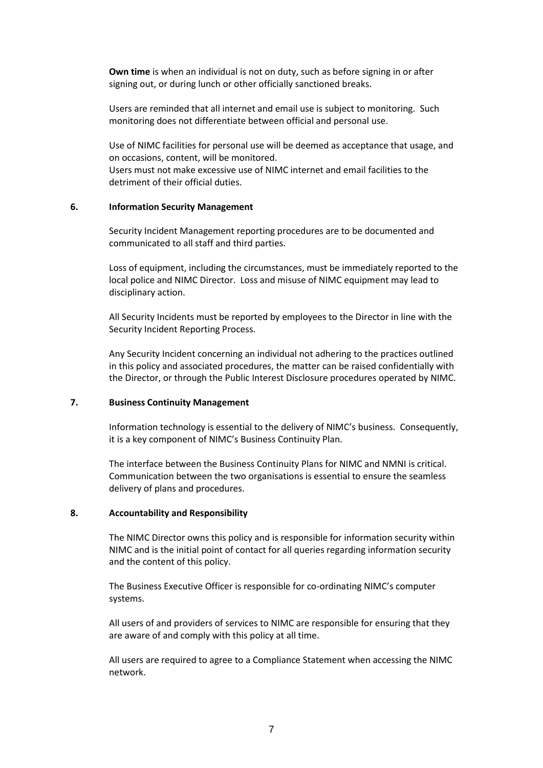**Own time** is when an individual is not on duty, such as before signing in or after signing out, or during lunch or other officially sanctioned breaks.

Users are reminded that all internet and email use is subject to monitoring. Such monitoring does not differentiate between official and personal use.

Use of NIMC facilities for personal use will be deemed as acceptance that usage, and on occasions, content, will be monitored.
Users must not make excessive use of NIMC internet and email facilities to the detriment of their official duties.

## 6. Information Security Management

Security Incident Management reporting procedures are to be documented and communicated to all staff and third parties.

Loss of equipment, including the circumstances, must be immediately reported to the local police and NIMC Director. Loss and misuse of NIMC equipment may lead to disciplinary action.

All Security Incidents must be reported by employees to the Director in line with the Security Incident Reporting Process.

Any Security Incident concerning an individual not adhering to the practices outlined in this policy and associated procedures, the matter can be raised confidentially with the Director, or through the Public Interest Disclosure procedures operated by NIMC.

## 7. Business Continuity Management

Information technology is essential to the delivery of NIMC's business. Consequently, it is a key component of NIMC's Business Continuity Plan.

The interface between the Business Continuity Plans for NIMC and NMNI is critical. Communication between the two organisations is essential to ensure the seamless delivery of plans and procedures.

## 8. Accountability and Responsibility

The NIMC Director owns this policy and is responsible for information security within NIMC and is the initial point of contact for all queries regarding information security and the content of this policy.

The Business Executive Officer is responsible for co-ordinating NIMC's computer systems.

All users of and providers of services to NIMC are responsible for ensuring that they are aware of and comply with this policy at all time.

All users are required to agree to a Compliance Statement when accessing the NIMC network.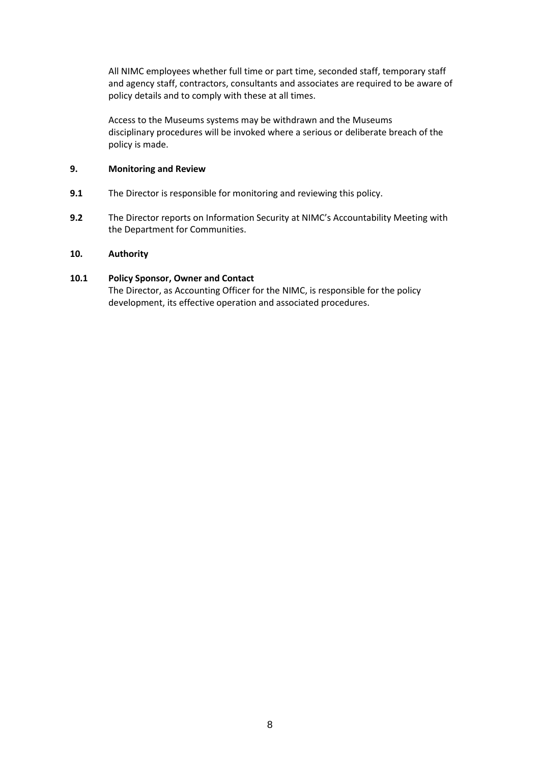All NIMC employees whether full time or part time, seconded staff, temporary staff and agency staff, contractors, consultants and associates are required to be aware of policy details and to comply with these at all times.

Access to the Museums systems may be withdrawn and the Museums disciplinary procedures will be invoked where a serious or deliberate breach of the policy is made.

## 9. Monitoring and Review

**9.1** The Director is responsible for monitoring and reviewing this policy.

**9.2** The Director reports on Information Security at NIMC's Accountability Meeting with the Department for Communities.

## 10. Authority

### 10.1 Policy Sponsor, Owner and Contact

The Director, as Accounting Officer for the NIMC, is responsible for the policy development, its effective operation and associated procedures.